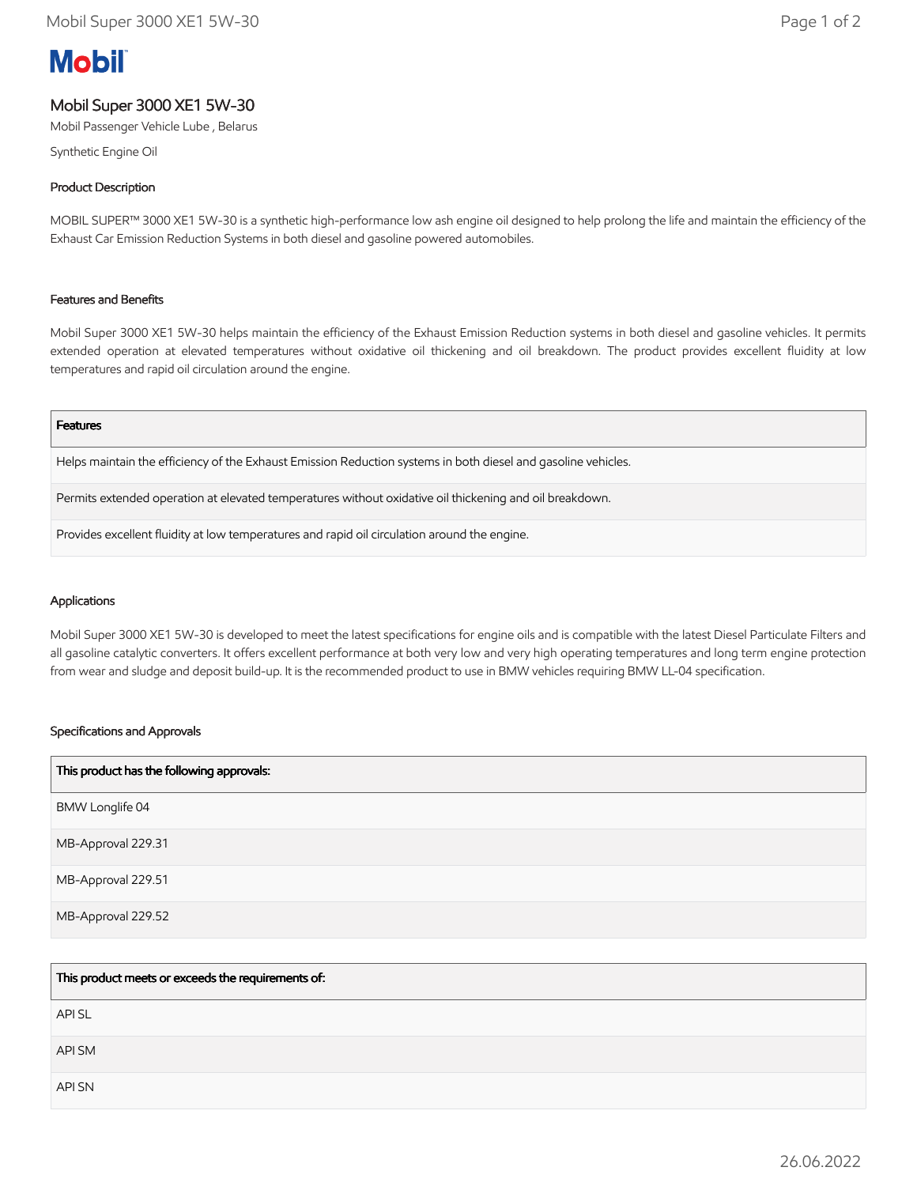**Mobil**

# Mobil Super 3000 XE1 5W-30

Mobil Passenger Vehicle Lube , Belarus

Synthetic Engine Oil

## Product Description

MOBIL SUPER™ 3000 XE1 5W-30 is a synthetic high-performance low ash engine oil designed to help prolong the life and maintain the efficiency of the Exhaust Car Emission Reduction Systems in both diesel and gasoline powered automobiles.

## Features and Benefits

Mobil Super 3000 XE1 5W-30 helps maintain the efficiency of the Exhaust Emission Reduction systems in both diesel and gasoline vehicles. It permits extended operation at elevated temperatures without oxidative oil thickening and oil breakdown. The product provides excellent fluidity at low temperatures and rapid oil circulation around the engine.

| Features |
| --- |
| Helps maintain the efficiency of the Exhaust Emission Reduction systems in both diesel and gasoline vehicles. |
| Permits extended operation at elevated temperatures without oxidative oil thickening and oil breakdown. |
| Provides excellent fluidity at low temperatures and rapid oil circulation around the engine. |

## Applications

Mobil Super 3000 XE1 5W-30 is developed to meet the latest specifications for engine oils and is compatible with the latest Diesel Particulate Filters and all gasoline catalytic converters. It offers excellent performance at both very low and very high operating temperatures and long term engine protection from wear and sludge and deposit build-up. It is the recommended product to use in BMW vehicles requiring BMW LL-04 specification.

## Specifications and Approvals

| This product has the following approvals: |
| --- |
| BMW Longlife 04 |
| MB-Approval 229.31 |
| MB-Approval 229.51 |
| MB-Approval 229.52 |

| This product meets or exceeds the requirements of: |
| --- |
| API SL |
| API SM |
| API SN |

26.06.2022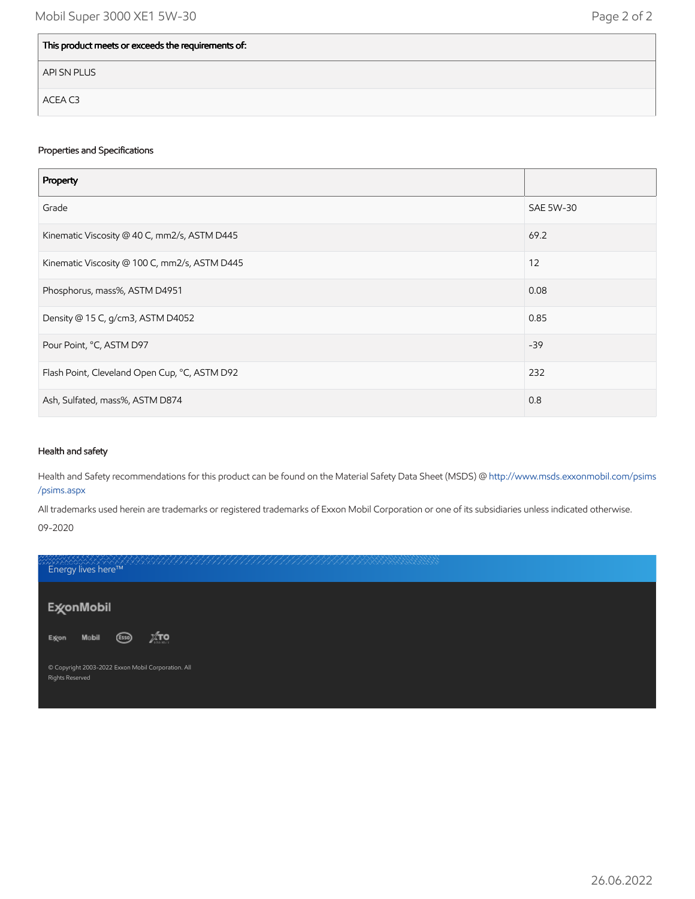| This product meets or exceeds the requirements of: |
|---|
| API SN PLUS |
| ACEA C3 |

### Properties and Specifications

| Property | |
|---|---|
| Grade | SAE 5W-30 |
| Kinematic Viscosity @ 40 C, mm2/s, ASTM D445 | 69.2 |
| Kinematic Viscosity @ 100 C, mm2/s, ASTM D445 | 12 |
| Phosphorus, mass%, ASTM D4951 | 0.08 |
| Density @ 15 C, g/cm3, ASTM D4052 | 0.85 |
| Pour Point, °C, ASTM D97 | -39 |
| Flash Point, Cleveland Open Cup, °C, ASTM D92 | 232 |
| Ash, Sulfated, mass%, ASTM D874 | 0.8 |

### Health and safety

Health and Safety recommendations for this product can be found on the Material Safety Data Sheet (MSDS) @ http://www.msds.exxonmobil.com/psims/psims.aspx

All trademarks used herein are trademarks or registered trademarks of Exxon Mobil Corporation or one of its subsidiaries unless indicated otherwise.

09-2020

Energy lives here™

ExxonMobil

Exxon Mobil Esso XTO

© Copyright 2003-2022 Exxon Mobil Corporation. All Rights Reserved

26.06.2022